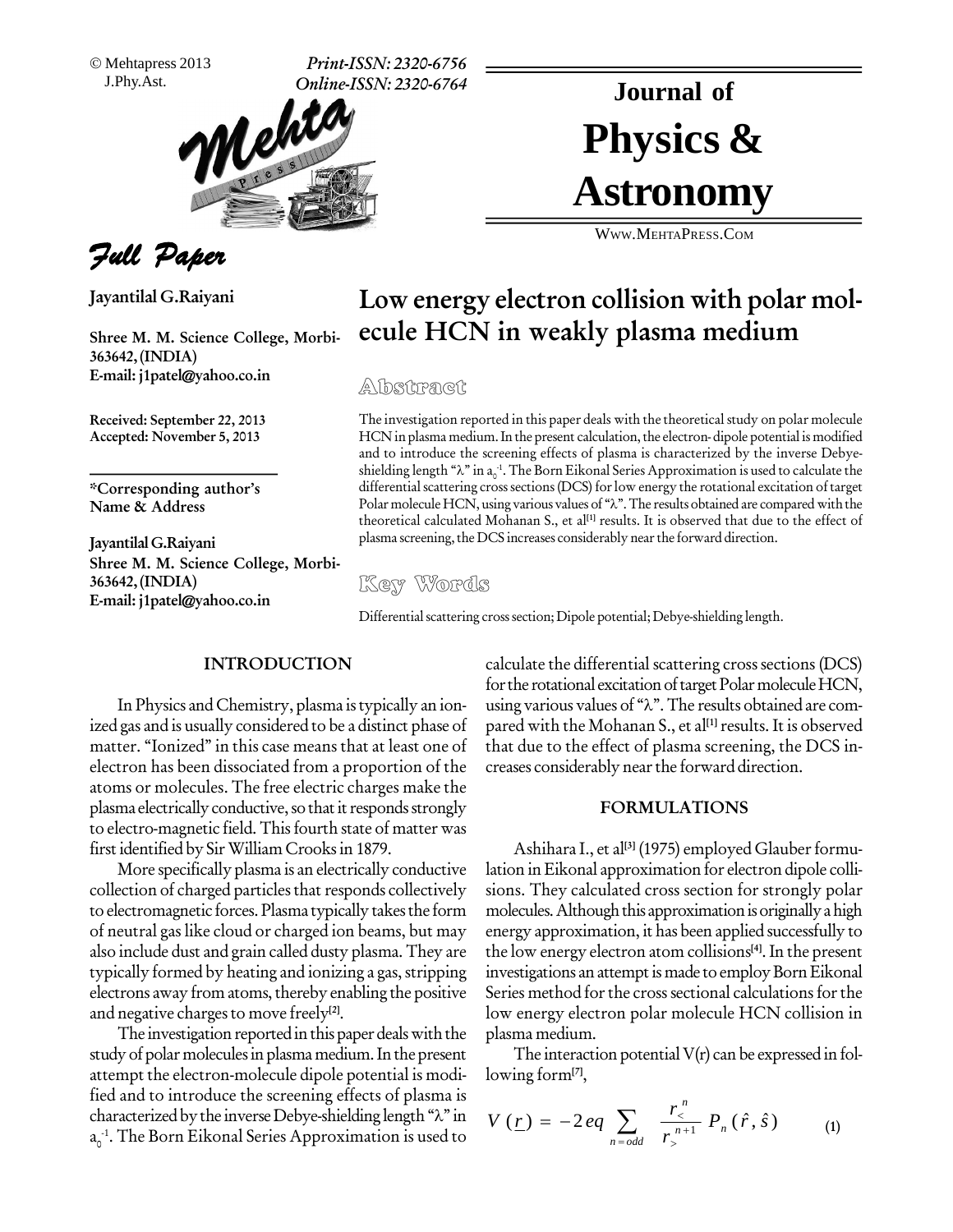© Mehtapress 2013
J.Phy.Ast.

Print-ISSN: 2320-6756
Online-ISSN: 2320-6764

# Journal of Physics & Astronomy

WWW.MEHTAPRESS.COM

*Full Paper*

**Jayantilal G.Raiyani**

**Shree M. M. Science College, Morbi-363642, (INDIA)**
**E-mail: j1patel@yahoo.co.in**

**Received: September 22, 2013**
**Accepted: November 5, 2013**

**\*Corresponding author's Name & Address**

**Jayantilal G.Raiyani**
**Shree M. M. Science College, Morbi-363642, (INDIA)**
**E-mail: j1patel@yahoo.co.in**

## Low energy electron collision with polar molecule HCN in weakly plasma medium

### Abstract

The investigation reported in this paper deals with the theoretical study on polar molecule HCN in plasma medium. In the present calculation, the electron- dipole potential is modified and to introduce the screening effects of plasma is characterized by the inverse Debye-shielding length "λ" in $a_0^{-1}$. The Born Eikonal Series Approximation is used to calculate the differential scattering cross sections (DCS) for low energy the rotational excitation of target Polar molecule HCN, using various values of "λ". The results obtained are compared with the theoretical calculated Mohanan S., et al[1] results. It is observed that due to the effect of plasma screening, the DCS increases considerably near the forward direction.

### Key Words

Differential scattering cross section; Dipole potential; Debye-shielding length.

## INTRODUCTION

In Physics and Chemistry, plasma is typically an ionized gas and is usually considered to be a distinct phase of matter. "Ionized" in this case means that at least one of electron has been dissociated from a proportion of the atoms or molecules. The free electric charges make the plasma electrically conductive, so that it responds strongly to electro-magnetic field. This fourth state of matter was first identified by Sir William Crooks in 1879.

More specifically plasma is an electrically conductive collection of charged particles that responds collectively to electromagnetic forces. Plasma typically takes the form of neutral gas like cloud or charged ion beams, but may also include dust and grain called dusty plasma. They are typically formed by heating and ionizing a gas, stripping electrons away from atoms, thereby enabling the positive and negative charges to move freely[2].

The investigation reported in this paper deals with the study of polar molecules in plasma medium. In the present attempt the electron-molecule dipole potential is modified and to introduce the screening effects of plasma is characterized by the inverse Debye-shielding length "λ" in $a_0^{-1}$. The Born Eikonal Series Approximation is used to calculate the differential scattering cross sections (DCS) for the rotational excitation of target Polar molecule HCN, using various values of "λ". The results obtained are compared with the Mohanan S., et al[1] results. It is observed that due to the effect of plasma screening, the DCS increases considerably near the forward direction.

## FORMULATIONS

Ashihara I., et al[3] (1975) employed Glauber formulation in Eikonal approximation for electron dipole collisions. They calculated cross section for strongly polar molecules. Although this approximation is originally a high energy approximation, it has been applied successfully to the low energy electron atom collisions[4]. In the present investigations an attempt is made to employ Born Eikonal Series method for the cross sectional calculations for the low energy electron polar molecule HCN collision in plasma medium.

The interaction potential V(r) can be expressed in following form[7],

$$V(\underline{r}) = -2eq \sum_{n=odd} \frac{r_<^n}{r_>^{n+1}} P_n(\hat{r}, \hat{s}) \qquad (1)$$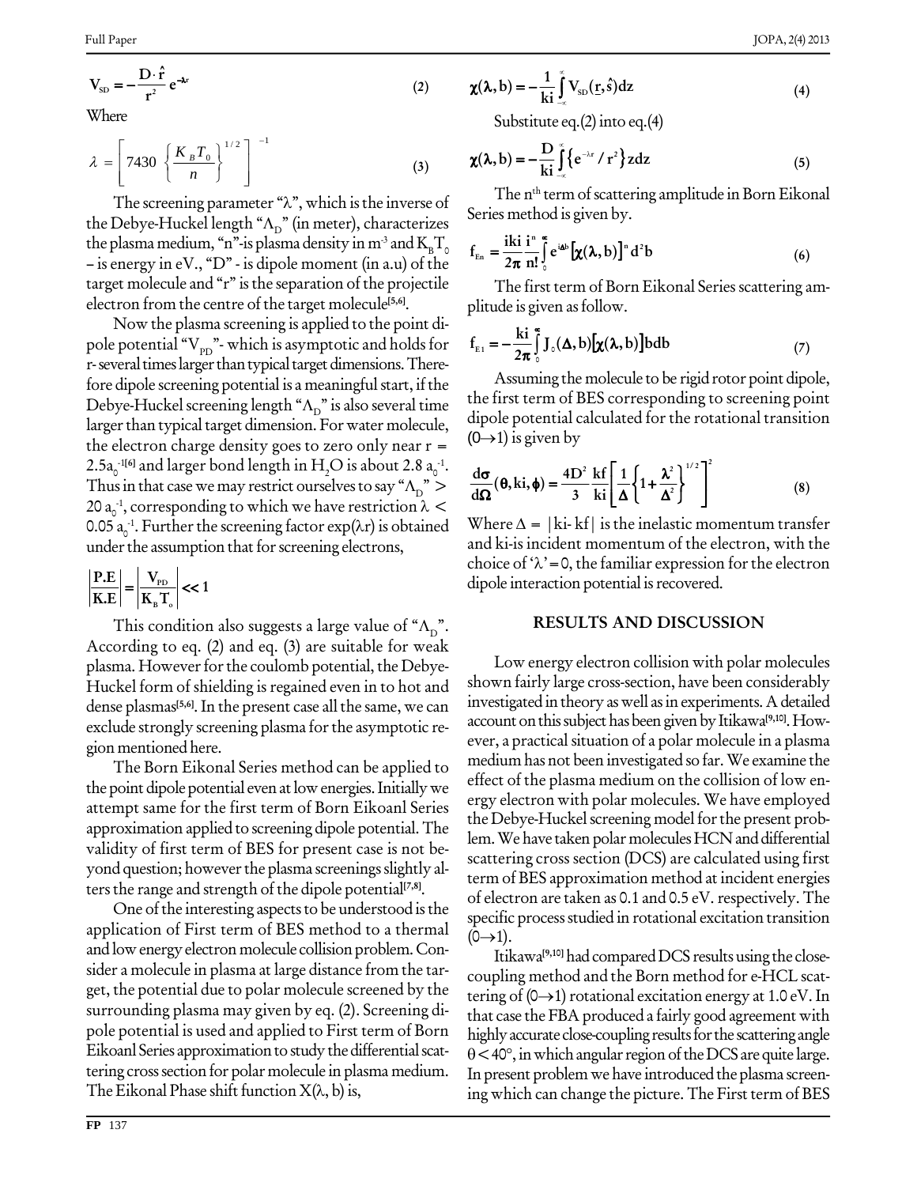$$\mathbf{V_{SD}} = -\frac{\mathbf{D}\cdot\hat{\mathbf{r}}}{\mathbf{r}^2}\,\mathbf{e}^{-\lambda r} \tag{2}$$

Where

$$\lambda = \left[7430\left\{\frac{K_B T_0}{n}\right\}^{1/2}\right]^{-1} \tag{3}$$

The screening parameter "λ", which is the inverse of the Debye-Huckel length "$\Lambda_D$" (in meter), characterizes the plasma medium, "n"-is plasma density in $m^{-3}$ and $K_B T_0$ – is energy in eV., "D" - is dipole moment (in a.u) of the target molecule and "r" is the separation of the projectile electron from the centre of the target molecule[5,6].

Now the plasma screening is applied to the point dipole potential "$V_{PD}$"- which is asymptotic and holds for r- several times larger than typical target dimensions. Therefore dipole screening potential is a meaningful start, if the Debye-Huckel screening length "$\Lambda_D$" is also several time larger than typical target dimension. For water molecule, the electron charge density goes to zero only near r = $2.5a_0^{-1}$[6] and larger bond length in $H_2O$ is about 2.8 $a_0^{-1}$. Thus in that case we may restrict ourselves to say "$\Lambda_D$" > 20 $a_0^{-1}$, corresponding to which we have restriction $\lambda <$ 0.05 $a_0^{-1}$. Further the screening factor exp(λr) is obtained under the assumption that for screening electrons,

$$\left|\frac{\mathbf{P.E}}{\mathbf{K.E}}\right| = \left|\frac{\mathbf{V_{PD}}}{\mathbf{K_B T_o}}\right| << 1$$

This condition also suggests a large value of "$\Lambda_D$". According to eq. (2) and eq. (3) are suitable for weak plasma. However for the coulomb potential, the Debye-Huckel form of shielding is regained even in to hot and dense plasmas[5,6]. In the present case all the same, we can exclude strongly screening plasma for the asymptotic region mentioned here.

The Born Eikonal Series method can be applied to the point dipole potential even at low energies. Initially we attempt same for the first term of Born Eikoanl Series approximation applied to screening dipole potential. The validity of first term of BES for present case is not beyond question; however the plasma screenings slightly alters the range and strength of the dipole potential[7,8].

One of the interesting aspects to be understood is the application of First term of BES method to a thermal and low energy electron molecule collision problem. Consider a molecule in plasma at large distance from the target, the potential due to polar molecule screened by the surrounding plasma may given by eq. (2). Screening dipole potential is used and applied to First term of Born Eikoanl Series approximation to study the differential scattering cross section for polar molecule in plasma medium. The Eikonal Phase shift function X(λ, b) is,

$$\boldsymbol{\chi}(\boldsymbol{\lambda}, \mathbf{b}) = -\frac{\mathbf{1}}{\mathbf{ki}}\int_{-\infty}^{\infty} \mathbf{V_{SD}}(\underline{\mathbf{r}}, \hat{s})\,\mathbf{dz} \tag{4}$$

Substitute eq.(2) into eq.(4)

$$\boldsymbol{\chi}(\boldsymbol{\lambda}, \mathbf{b}) = -\frac{\mathbf{D}}{\mathbf{ki}}\int_{-\infty}^{\infty}\left\{\mathbf{e}^{-\lambda r}/\mathbf{r}^2\right\}\mathbf{zdz} \tag{5}$$

The $n^{th}$ term of scattering amplitude in Born Eikonal Series method is given by.

$$\mathbf{f_{En}} = \frac{\mathbf{iki}}{\mathbf{2\pi}}\frac{\mathbf{i^n}}{\mathbf{n!}}\int_0^{\infty}\mathbf{e}^{\mathbf{i}\Delta\mathbf{b}}\left[\boldsymbol{\chi}(\boldsymbol{\lambda}, \mathbf{b})\right]^{\mathbf{n}}\mathbf{d^2b} \tag{6}$$

The first term of Born Eikonal Series scattering amplitude is given as follow.

$$\mathbf{f_{E1}} = -\frac{\mathbf{ki}}{\mathbf{2\pi}}\int_0^{\infty}\mathbf{J_0}(\boldsymbol{\Delta}, \mathbf{b})\left[\boldsymbol{\chi}(\boldsymbol{\lambda}, \mathbf{b})\right]\mathbf{bdb} \tag{7}$$

Assuming the molecule to be rigid rotor point dipole, the first term of BES corresponding to screening point dipole potential calculated for the rotational transition (0→1) is given by

$$\frac{\mathbf{d\sigma}}{\mathbf{d\Omega}}(\boldsymbol{\theta}, \mathbf{ki}, \boldsymbol{\phi}) = \frac{\mathbf{4D^2}}{\mathbf{3}}\frac{\mathbf{kf}}{\mathbf{ki}}\left[\frac{\mathbf{1}}{\boldsymbol{\Delta}}\left\{\mathbf{1}+\frac{\boldsymbol{\lambda}^2}{\boldsymbol{\Delta}^2}\right\}^{1/2}\right]^2 \tag{8}$$

Where Δ = |ki- kf| is the inelastic momentum transfer and ki-is incident momentum of the electron, with the choice of 'λ' = 0, the familiar expression for the electron dipole interaction potential is recovered.

## RESULTS AND DISCUSSION

Low energy electron collision with polar molecules shown fairly large cross-section, have been considerably investigated in theory as well as in experiments. A detailed account on this subject has been given by Itikawa[9,10]. However, a practical situation of a polar molecule in a plasma medium has not been investigated so far. We examine the effect of the plasma medium on the collision of low energy electron with polar molecules. We have employed the Debye-Huckel screening model for the present problem. We have taken polar molecules HCN and differential scattering cross section (DCS) are calculated using first term of BES approximation method at incident energies of electron are taken as 0.1 and 0.5 eV. respectively. The specific process studied in rotational excitation transition (0→1).

Itikawa[9,10] had compared DCS results using the close-coupling method and the Born method for e-HCL scattering of (0→1) rotational excitation energy at 1.0 eV. In that case the FBA produced a fairly good agreement with highly accurate close-coupling results for the scattering angle θ < 40°, in which angular region of the DCS are quite large. In present problem we have introduced the plasma screening which can change the picture. The First term of BES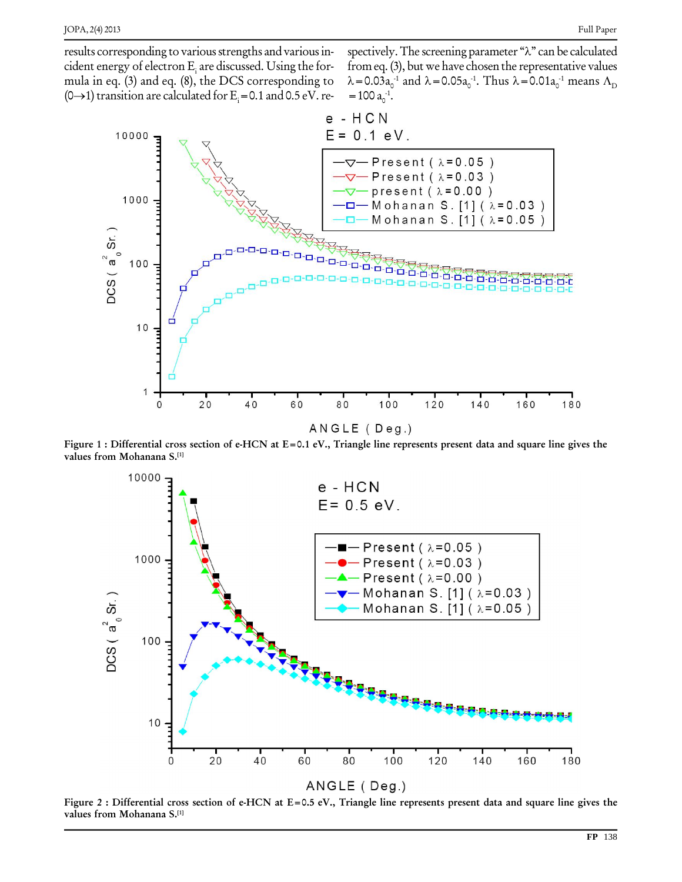results corresponding to various strengths and various incident energy of electron $E_i$ are discussed. Using the formula in eq. (3) and eq. (8), the DCS corresponding to $(0\rightarrow 1)$ transition are calculated for $E_i$=0.1 and 0.5 eV. respectively. The screening parameter "$\lambda$" can be calculated from eq. (3), but we have chosen the representative values $\lambda = 0.03 a_0^{-1}$ and $\lambda = 0.05 a_0^{-1}$. Thus $\lambda = 0.01 a_0^{-1}$ means $\Lambda_D = 100\, a_0^{-1}$.

**Figure 1 : Differential cross section of e-HCN at E=0.1 eV., Triangle line represents present data and square line gives the values from Mohanana S.[1]**

**Figure 2 : Differential cross section of e-HCN at E=0.5 eV., Triangle line represents present data and square line gives the values from Mohanana S.[1]**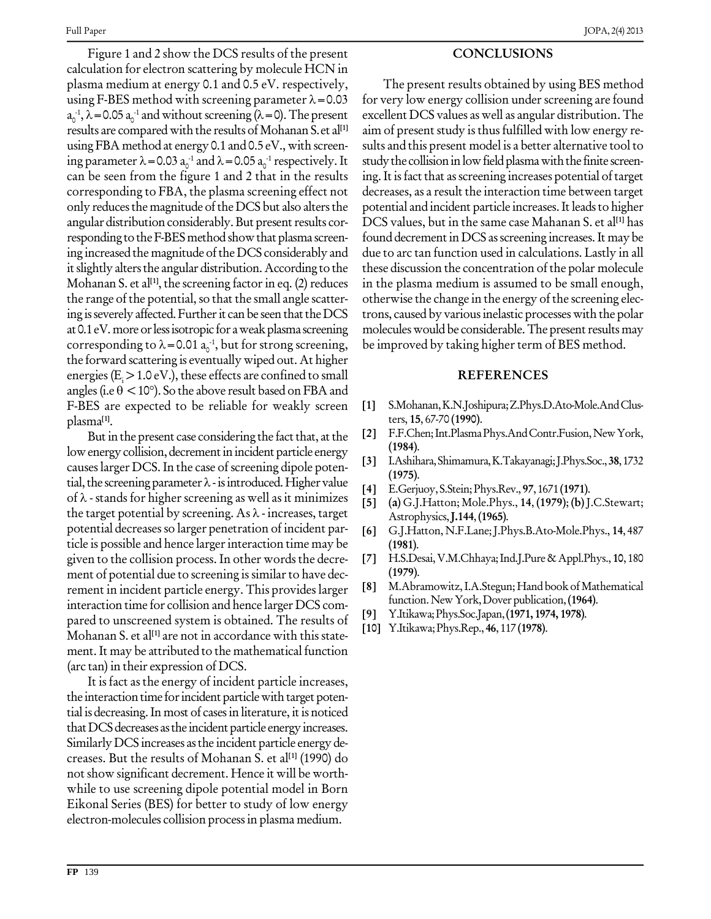Figure 1 and 2 show the DCS results of the present calculation for electron scattering by molecule HCN in plasma medium at energy 0.1 and 0.5 eV. respectively, using F-BES method with screening parameter $\lambda = 0.03\ a_0^{-1}$, $\lambda = 0.05\ a_0^{-1}$ and without screening ($\lambda = 0$). The present results are compared with the results of Mohanan S. et al[1] using FBA method at energy 0.1 and 0.5 eV., with screening parameter $\lambda = 0.03\ a_0^{-1}$ and $\lambda = 0.05\ a_0^{-1}$ respectively. It can be seen from the figure 1 and 2 that in the results corresponding to FBA, the plasma screening effect not only reduces the magnitude of the DCS but also alters the angular distribution considerably. But present results corresponding to the F-BES method show that plasma screening increased the magnitude of the DCS considerably and it slightly alters the angular distribution. According to the Mohanan S. et al[1], the screening factor in eq. (2) reduces the range of the potential, so that the small angle scattering is severely affected. Further it can be seen that the DCS at 0.1 eV. more or less isotropic for a weak plasma screening corresponding to $\lambda = 0.01\ a_0^{-1}$, but for strong screening, the forward scattering is eventually wiped out. At higher energies ($E_i > 1.0$ eV.), these effects are confined to small angles (i.e $\theta < 10°$). So the above result based on FBA and F-BES are expected to be reliable for weakly screen plasma[1].

But in the present case considering the fact that, at the low energy collision, decrement in incident particle energy causes larger DCS. In the case of screening dipole potential, the screening parameter $\lambda$ - is introduced. Higher value of $\lambda$ - stands for higher screening as well as it minimizes the target potential by screening. As $\lambda$ - increases, target potential decreases so larger penetration of incident particle is possible and hence larger interaction time may be given to the collision process. In other words the decrement of potential due to screening is similar to have decrement in incident particle energy. This provides larger interaction time for collision and hence larger DCS compared to unscreened system is obtained. The results of Mohanan S. et al[1] are not in accordance with this statement. It may be attributed to the mathematical function (arc tan) in their expression of DCS.

It is fact as the energy of incident particle increases, the interaction time for incident particle with target potential is decreasing. In most of cases in literature, it is noticed that DCS decreases as the incident particle energy increases. Similarly DCS increases as the incident particle energy decreases. But the results of Mohanan S. et al[1] (1990) do not show significant decrement. Hence it will be worthwhile to use screening dipole potential model in Born Eikonal Series (BES) for better to study of low energy electron-molecules collision process in plasma medium.

## CONCLUSIONS

The present results obtained by using BES method for very low energy collision under screening are found excellent DCS values as well as angular distribution. The aim of present study is thus fulfilled with low energy results and this present model is a better alternative tool to study the collision in low field plasma with the finite screening. It is fact that as screening increases potential of target decreases, as a result the interaction time between target potential and incident particle increases. It leads to higher DCS values, but in the same case Mahanan S. et al[1] has found decrement in DCS as screening increases. It may be due to arc tan function used in calculations. Lastly in all these discussion the concentration of the polar molecule in the plasma medium is assumed to be small enough, otherwise the change in the energy of the screening electrons, caused by various inelastic processes with the polar molecules would be considerable. The present results may be improved by taking higher term of BES method.

## REFERENCES

[1] S.Mohanan, K.N.Joshipura; Z.Phys.D.Ato-Mole.And Clusters, **15**, 67-70 **(1990)**.

[2] F.F.Chen; Int.Plasma Phys.And Contr.Fusion, New York, **(1984)**.

[3] I.Ashihara, Shimamura, K.Takayanagi; J.Phys.Soc., **38**, 1732 **(1975)**.

[4] E.Gerjuoy, S.Stein; Phys.Rev., **97**, 1671 **(1971)**.

[5] **(a)** G.J.Hatton; Mole.Phys., **14**, **(1979)**; **(b)** J.C.Stewart; Astrophysics, **J.144**, **(1965)**.

[6] G.J.Hatton, N.F.Lane; J.Phys.B.Ato-Mole.Phys., **14**, 487 **(1981)**.

[7] H.S.Desai, V.M.Chhaya; Ind.J.Pure & Appl.Phys., **10**, 180 **(1979)**.

[8] M.Abramowitz, I.A.Stegun; Hand book of Mathematical function. New York, Dover publication, **(1964)**.

[9] Y.Itikawa; Phys.Soc.Japan, **(1971, 1974, 1978)**.

[10] Y.Itikawa; Phys.Rep., **46**, 117 **(1978)**.